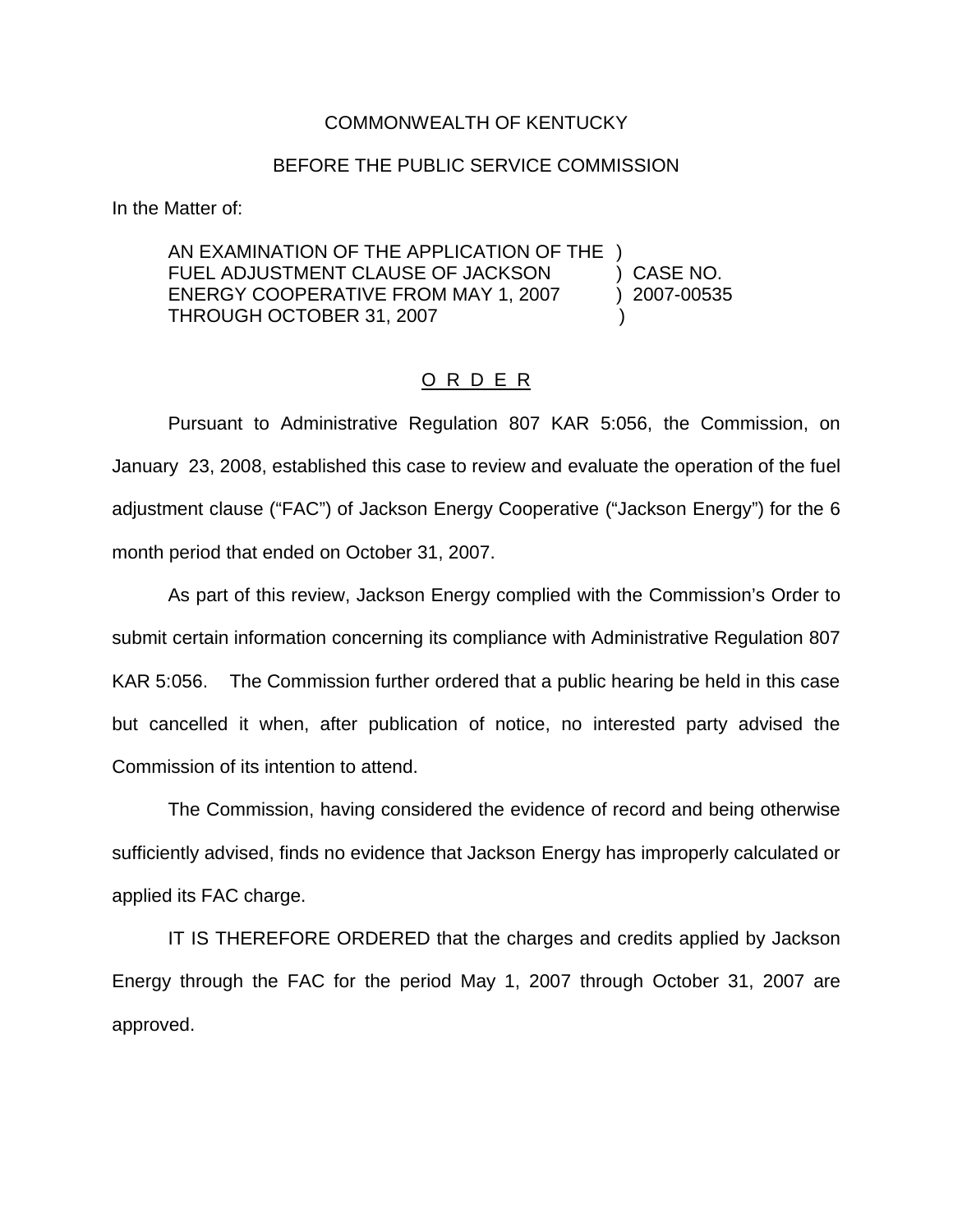COMMONWEALTH OF KENTUCKY

BEFORE THE PUBLIC SERVICE COMMISSION

In the Matter of:

| | | |
|---|---|---|
| AN EXAMINATION OF THE APPLICATION OF THE | ) | |
| FUEL ADJUSTMENT CLAUSE OF JACKSON | ) | CASE NO. |
| ENERGY COOPERATIVE FROM MAY 1, 2007 | ) | 2007-00535 |
| THROUGH OCTOBER 31, 2007 | ) | |

O R D E R

Pursuant to Administrative Regulation 807 KAR 5:056, the Commission, on January 23, 2008, established this case to review and evaluate the operation of the fuel adjustment clause ("FAC") of Jackson Energy Cooperative ("Jackson Energy") for the 6 month period that ended on October 31, 2007.

As part of this review, Jackson Energy complied with the Commission's Order to submit certain information concerning its compliance with Administrative Regulation 807 KAR 5:056. The Commission further ordered that a public hearing be held in this case but cancelled it when, after publication of notice, no interested party advised the Commission of its intention to attend.

The Commission, having considered the evidence of record and being otherwise sufficiently advised, finds no evidence that Jackson Energy has improperly calculated or applied its FAC charge.

IT IS THEREFORE ORDERED that the charges and credits applied by Jackson Energy through the FAC for the period May 1, 2007 through October 31, 2007 are approved.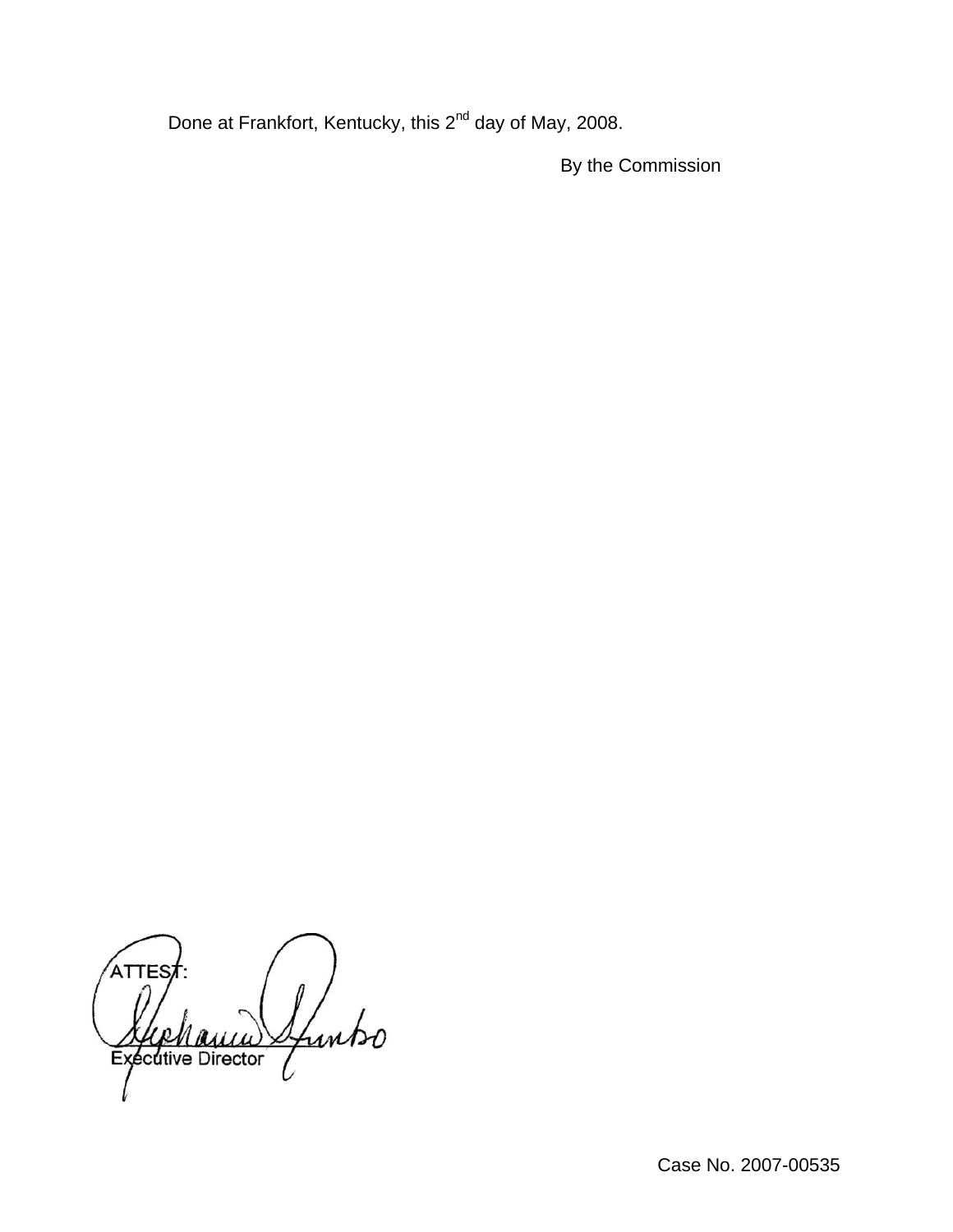Done at Frankfort, Kentucky, this 2nd day of May, 2008.

By the Commission

ATTEST:

Executive Director

Case No. 2007-00535